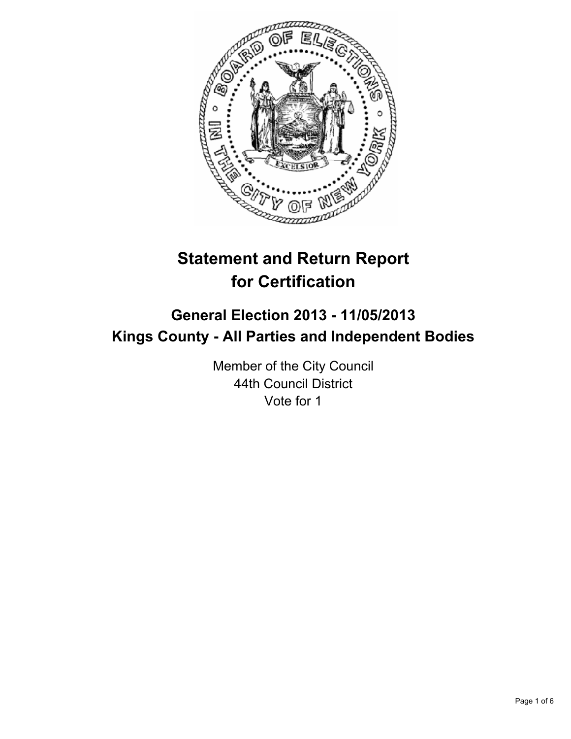# Statement and Return Report for Certification

## General Election 2013 - 11/05/2013
## Kings County - All Parties and Independent Bodies

Member of the City Council
44th Council District
Vote for 1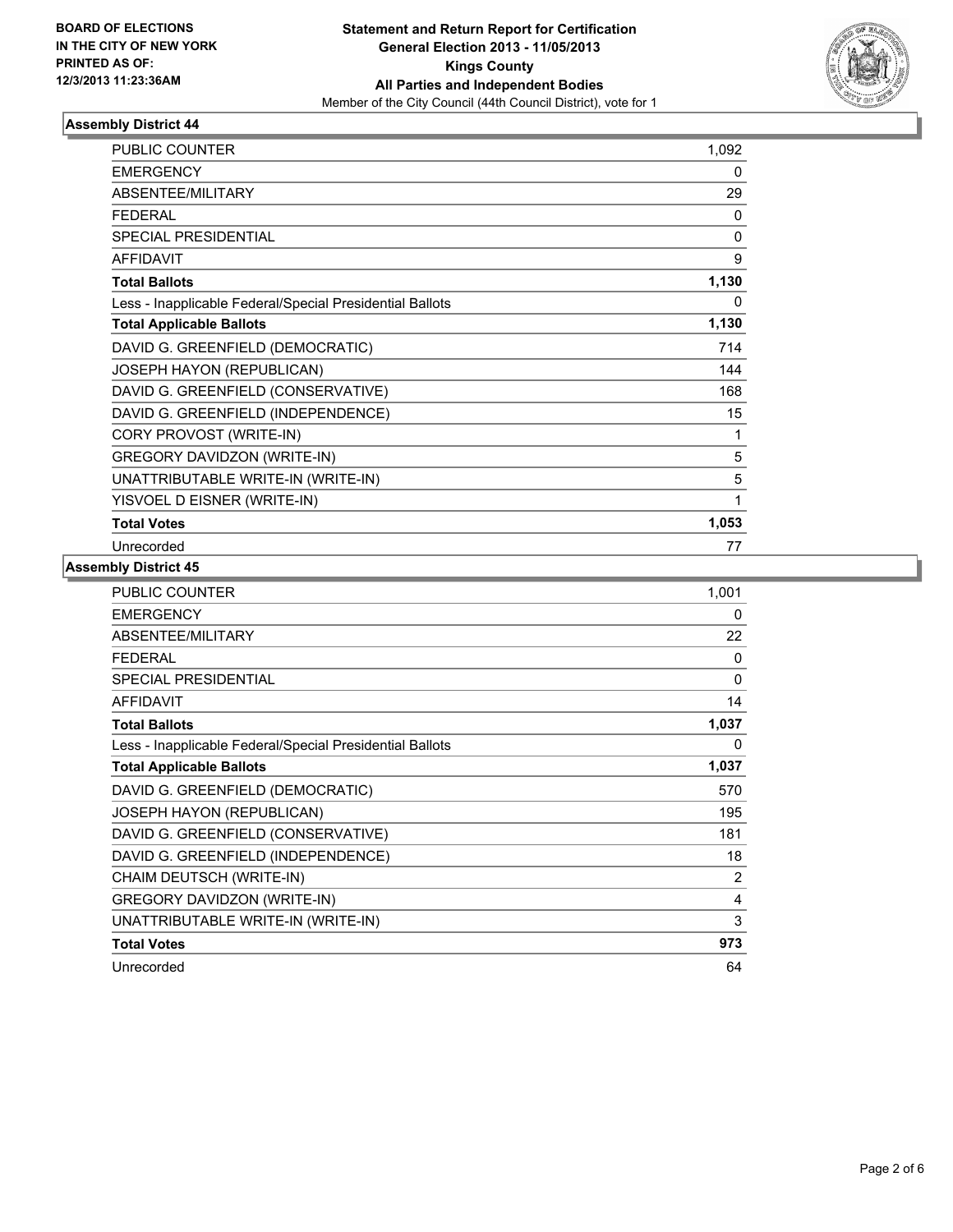**BOARD OF ELECTIONS IN THE CITY OF NEW YORK PRINTED AS OF: 12/3/2013 11:23:36AM**

**Statement and Return Report for Certification General Election 2013 - 11/05/2013 Kings County All Parties and Independent Bodies**

Member of the City Council (44th Council District), vote for 1

## Assembly District 44

| | |
|---|---|
| PUBLIC COUNTER | 1,092 |
| EMERGENCY | 0 |
| ABSENTEE/MILITARY | 29 |
| FEDERAL | 0 |
| SPECIAL PRESIDENTIAL | 0 |
| AFFIDAVIT | 9 |
| **Total Ballots** | **1,130** |
| Less - Inapplicable Federal/Special Presidential Ballots | 0 |
| **Total Applicable Ballots** | **1,130** |
| DAVID G. GREENFIELD (DEMOCRATIC) | 714 |
| JOSEPH HAYON (REPUBLICAN) | 144 |
| DAVID G. GREENFIELD (CONSERVATIVE) | 168 |
| DAVID G. GREENFIELD (INDEPENDENCE) | 15 |
| CORY PROVOST (WRITE-IN) | 1 |
| GREGORY DAVIDZON (WRITE-IN) | 5 |
| UNATTRIBUTABLE WRITE-IN (WRITE-IN) | 5 |
| YISVOEL D EISNER (WRITE-IN) | 1 |
| **Total Votes** | **1,053** |
| Unrecorded | 77 |

## Assembly District 45

| | |
|---|---|
| PUBLIC COUNTER | 1,001 |
| EMERGENCY | 0 |
| ABSENTEE/MILITARY | 22 |
| FEDERAL | 0 |
| SPECIAL PRESIDENTIAL | 0 |
| AFFIDAVIT | 14 |
| **Total Ballots** | **1,037** |
| Less - Inapplicable Federal/Special Presidential Ballots | 0 |
| **Total Applicable Ballots** | **1,037** |
| DAVID G. GREENFIELD (DEMOCRATIC) | 570 |
| JOSEPH HAYON (REPUBLICAN) | 195 |
| DAVID G. GREENFIELD (CONSERVATIVE) | 181 |
| DAVID G. GREENFIELD (INDEPENDENCE) | 18 |
| CHAIM DEUTSCH (WRITE-IN) | 2 |
| GREGORY DAVIDZON (WRITE-IN) | 4 |
| UNATTRIBUTABLE WRITE-IN (WRITE-IN) | 3 |
| **Total Votes** | **973** |
| Unrecorded | 64 |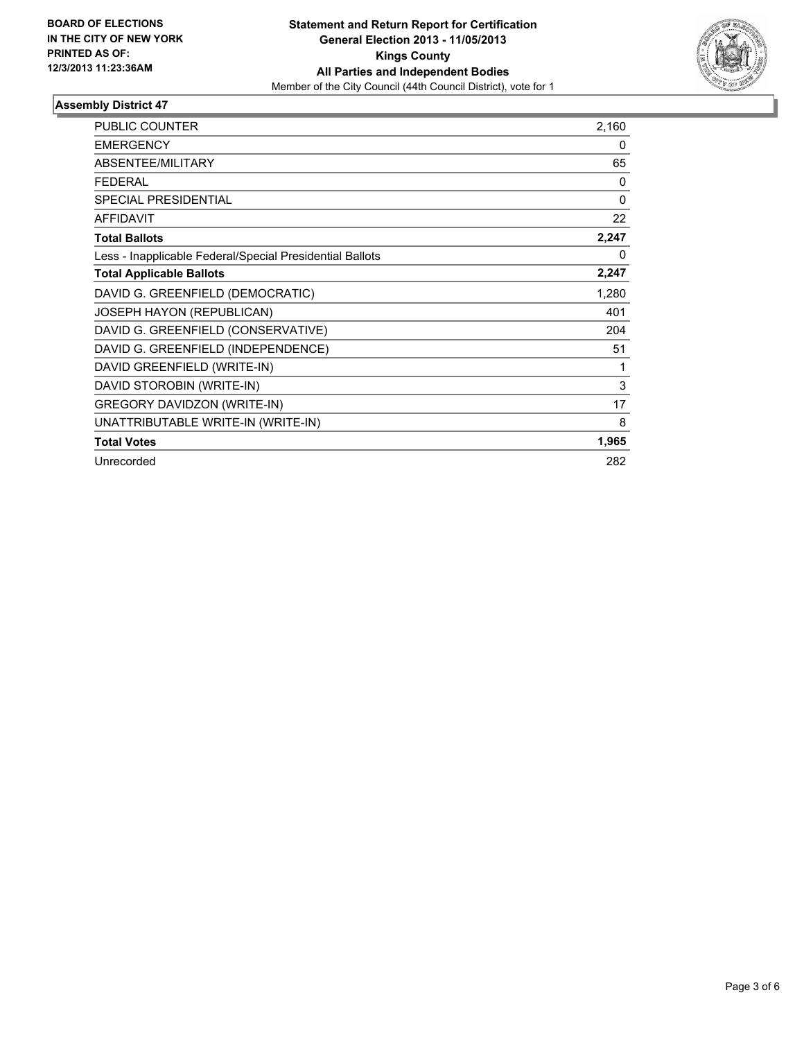**BOARD OF ELECTIONS IN THE CITY OF NEW YORK PRINTED AS OF: 12/3/2013 11:23:36AM**

**Statement and Return Report for Certification**
**General Election 2013 - 11/05/2013**
**Kings County**
**All Parties and Independent Bodies**
Member of the City Council (44th Council District), vote for 1

### Assembly District 47

| | |
|---|---|
| PUBLIC COUNTER | 2,160 |
| EMERGENCY | 0 |
| ABSENTEE/MILITARY | 65 |
| FEDERAL | 0 |
| SPECIAL PRESIDENTIAL | 0 |
| AFFIDAVIT | 22 |
| **Total Ballots** | **2,247** |
| Less - Inapplicable Federal/Special Presidential Ballots | 0 |
| **Total Applicable Ballots** | **2,247** |
| DAVID G. GREENFIELD (DEMOCRATIC) | 1,280 |
| JOSEPH HAYON (REPUBLICAN) | 401 |
| DAVID G. GREENFIELD (CONSERVATIVE) | 204 |
| DAVID G. GREENFIELD (INDEPENDENCE) | 51 |
| DAVID GREENFIELD (WRITE-IN) | 1 |
| DAVID STOROBIN (WRITE-IN) | 3 |
| GREGORY DAVIDZON (WRITE-IN) | 17 |
| UNATTRIBUTABLE WRITE-IN (WRITE-IN) | 8 |
| **Total Votes** | **1,965** |
| Unrecorded | 282 |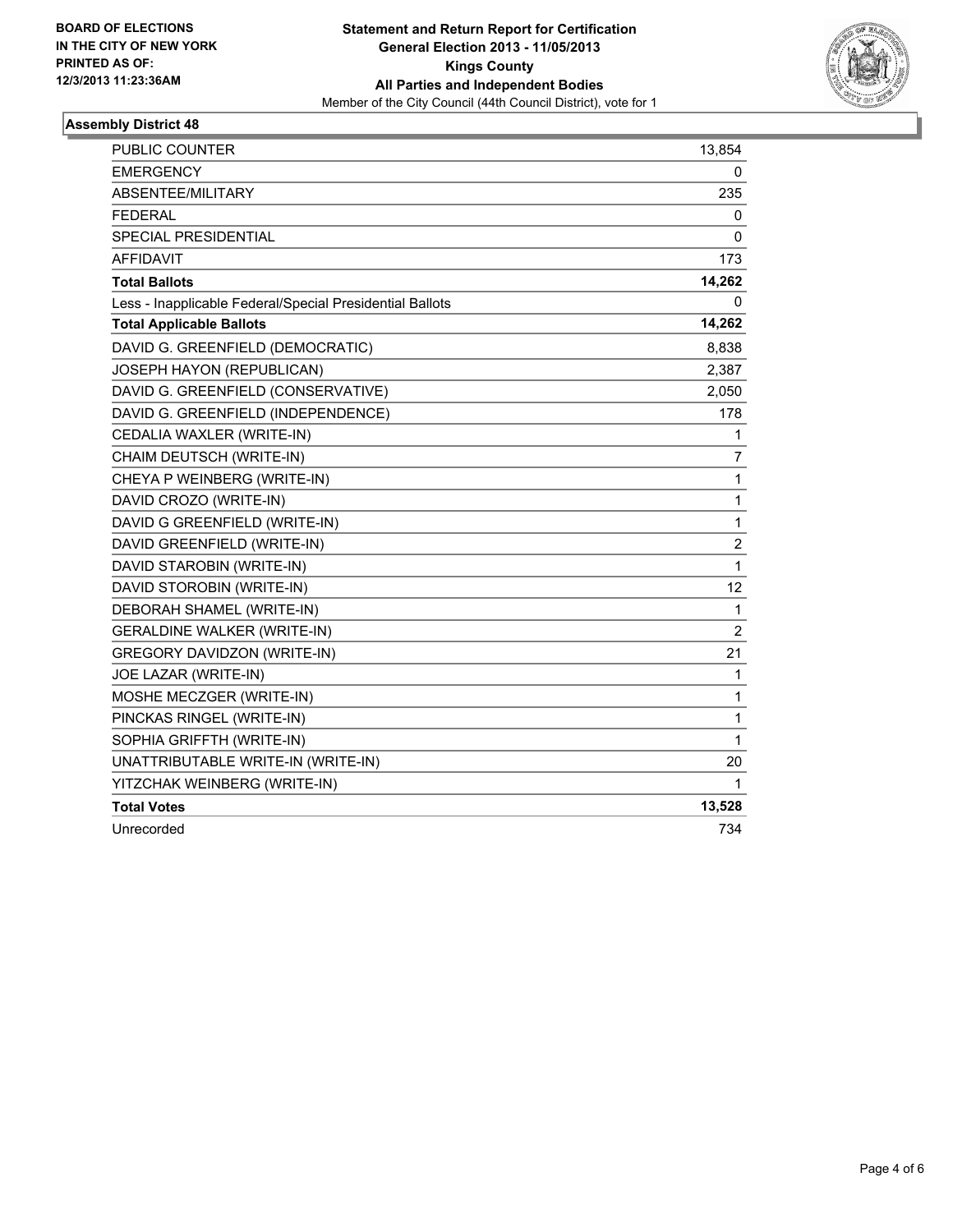**BOARD OF ELECTIONS IN THE CITY OF NEW YORK PRINTED AS OF: 12/3/2013 11:23:36AM**

**Statement and Return Report for Certification**
**General Election 2013 - 11/05/2013**
**Kings County**
**All Parties and Independent Bodies**
Member of the City Council (44th Council District), vote for 1

## Assembly District 48

| | |
|---|---|
| PUBLIC COUNTER | 13,854 |
| EMERGENCY | 0 |
| ABSENTEE/MILITARY | 235 |
| FEDERAL | 0 |
| SPECIAL PRESIDENTIAL | 0 |
| AFFIDAVIT | 173 |
| **Total Ballots** | **14,262** |
| Less - Inapplicable Federal/Special Presidential Ballots | 0 |
| **Total Applicable Ballots** | **14,262** |
| DAVID G. GREENFIELD (DEMOCRATIC) | 8,838 |
| JOSEPH HAYON (REPUBLICAN) | 2,387 |
| DAVID G. GREENFIELD (CONSERVATIVE) | 2,050 |
| DAVID G. GREENFIELD (INDEPENDENCE) | 178 |
| CEDALIA WAXLER (WRITE-IN) | 1 |
| CHAIM DEUTSCH (WRITE-IN) | 7 |
| CHEYA P WEINBERG (WRITE-IN) | 1 |
| DAVID CROZO (WRITE-IN) | 1 |
| DAVID G GREENFIELD (WRITE-IN) | 1 |
| DAVID GREENFIELD (WRITE-IN) | 2 |
| DAVID STAROBIN (WRITE-IN) | 1 |
| DAVID STOROBIN (WRITE-IN) | 12 |
| DEBORAH SHAMEL (WRITE-IN) | 1 |
| GERALDINE WALKER (WRITE-IN) | 2 |
| GREGORY DAVIDZON (WRITE-IN) | 21 |
| JOE LAZAR (WRITE-IN) | 1 |
| MOSHE MECZGER (WRITE-IN) | 1 |
| PINCKAS RINGEL (WRITE-IN) | 1 |
| SOPHIA GRIFFTH (WRITE-IN) | 1 |
| UNATTRIBUTABLE WRITE-IN (WRITE-IN) | 20 |
| YITZCHAK WEINBERG (WRITE-IN) | 1 |
| **Total Votes** | **13,528** |
| Unrecorded | 734 |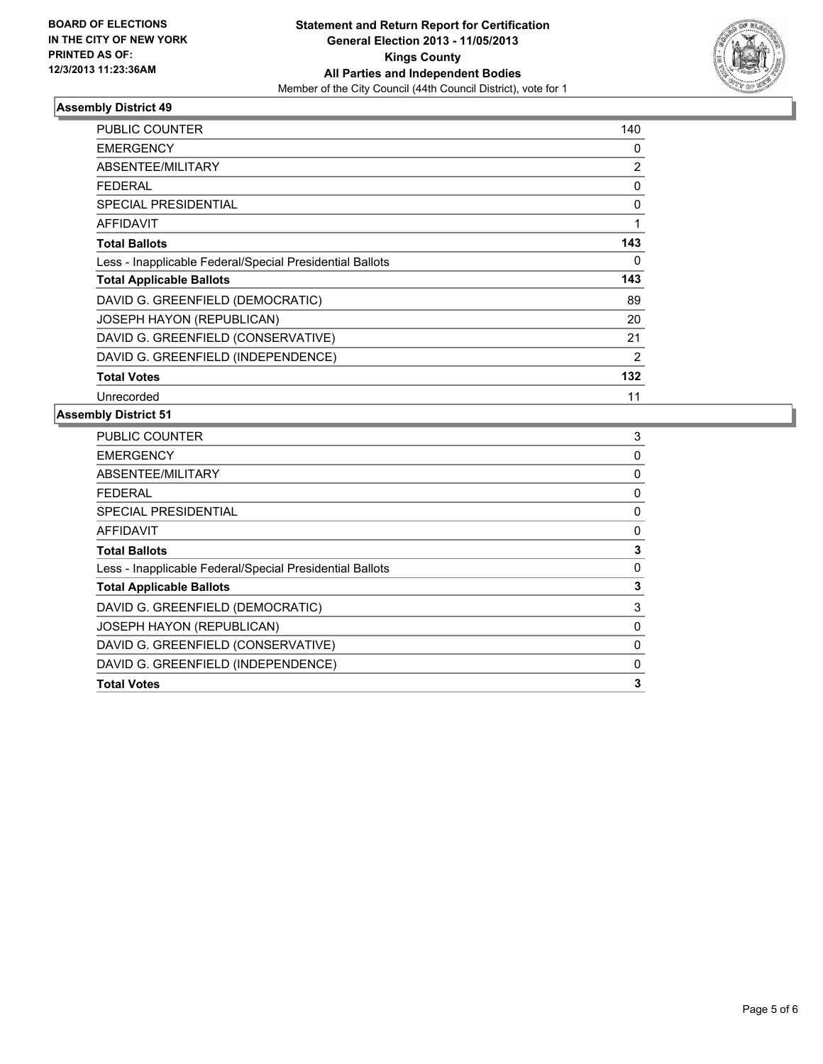**BOARD OF ELECTIONS IN THE CITY OF NEW YORK PRINTED AS OF: 12/3/2013 11:23:36AM**

**Statement and Return Report for Certification General Election 2013 - 11/05/2013 Kings County All Parties and Independent Bodies**

Member of the City Council (44th Council District), vote for 1

### Assembly District 49

| | |
|---|---|
| PUBLIC COUNTER | 140 |
| EMERGENCY | 0 |
| ABSENTEE/MILITARY | 2 |
| FEDERAL | 0 |
| SPECIAL PRESIDENTIAL | 0 |
| AFFIDAVIT | 1 |
| **Total Ballots** | **143** |
| Less - Inapplicable Federal/Special Presidential Ballots | 0 |
| **Total Applicable Ballots** | **143** |
| DAVID G. GREENFIELD (DEMOCRATIC) | 89 |
| JOSEPH HAYON (REPUBLICAN) | 20 |
| DAVID G. GREENFIELD (CONSERVATIVE) | 21 |
| DAVID G. GREENFIELD (INDEPENDENCE) | 2 |
| **Total Votes** | **132** |
| Unrecorded | 11 |

### Assembly District 51

| | |
|---|---|
| PUBLIC COUNTER | 3 |
| EMERGENCY | 0 |
| ABSENTEE/MILITARY | 0 |
| FEDERAL | 0 |
| SPECIAL PRESIDENTIAL | 0 |
| AFFIDAVIT | 0 |
| **Total Ballots** | **3** |
| Less - Inapplicable Federal/Special Presidential Ballots | 0 |
| **Total Applicable Ballots** | **3** |
| DAVID G. GREENFIELD (DEMOCRATIC) | 3 |
| JOSEPH HAYON (REPUBLICAN) | 0 |
| DAVID G. GREENFIELD (CONSERVATIVE) | 0 |
| DAVID G. GREENFIELD (INDEPENDENCE) | 0 |
| **Total Votes** | **3** |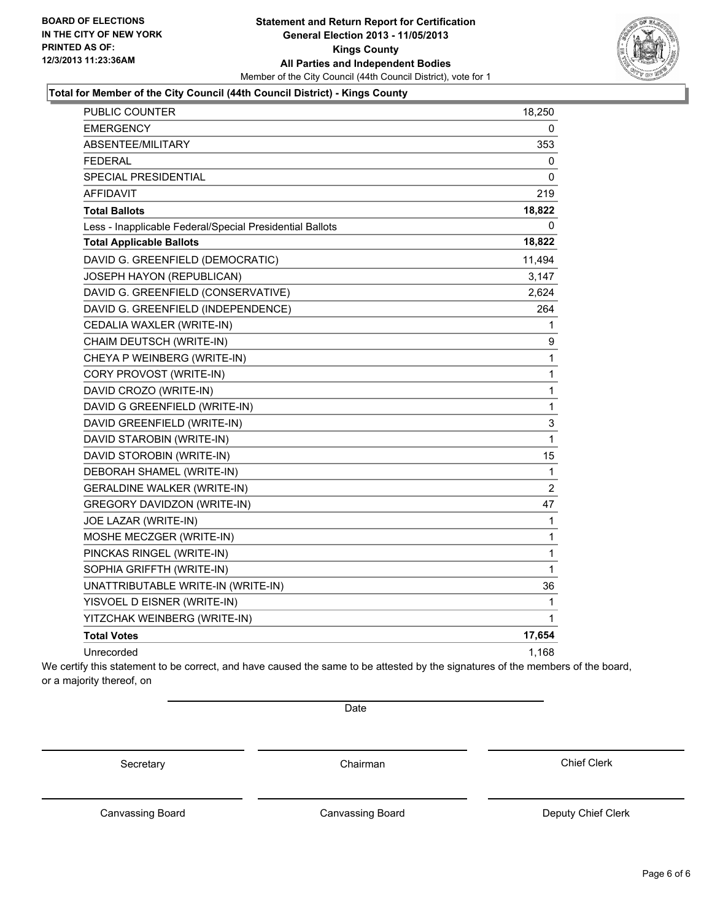**BOARD OF ELECTIONS IN THE CITY OF NEW YORK PRINTED AS OF: 12/3/2013 11:23:36AM**

**Statement and Return Report for Certification General Election 2013 - 11/05/2013 Kings County All Parties and Independent Bodies**

Member of the City Council (44th Council District), vote for 1

### Total for Member of the City Council (44th Council District) - Kings County

| | |
|---|---|
| PUBLIC COUNTER | 18,250 |
| EMERGENCY | 0 |
| ABSENTEE/MILITARY | 353 |
| FEDERAL | 0 |
| SPECIAL PRESIDENTIAL | 0 |
| AFFIDAVIT | 219 |
| **Total Ballots** | **18,822** |
| Less - Inapplicable Federal/Special Presidential Ballots | 0 |
| **Total Applicable Ballots** | **18,822** |
| DAVID G. GREENFIELD (DEMOCRATIC) | 11,494 |
| JOSEPH HAYON (REPUBLICAN) | 3,147 |
| DAVID G. GREENFIELD (CONSERVATIVE) | 2,624 |
| DAVID G. GREENFIELD (INDEPENDENCE) | 264 |
| CEDALIA WAXLER (WRITE-IN) | 1 |
| CHAIM DEUTSCH (WRITE-IN) | 9 |
| CHEYA P WEINBERG (WRITE-IN) | 1 |
| CORY PROVOST (WRITE-IN) | 1 |
| DAVID CROZO (WRITE-IN) | 1 |
| DAVID G GREENFIELD (WRITE-IN) | 1 |
| DAVID GREENFIELD (WRITE-IN) | 3 |
| DAVID STAROBIN (WRITE-IN) | 1 |
| DAVID STOROBIN (WRITE-IN) | 15 |
| DEBORAH SHAMEL (WRITE-IN) | 1 |
| GERALDINE WALKER (WRITE-IN) | 2 |
| GREGORY DAVIDZON (WRITE-IN) | 47 |
| JOE LAZAR (WRITE-IN) | 1 |
| MOSHE MECZGER (WRITE-IN) | 1 |
| PINCKAS RINGEL (WRITE-IN) | 1 |
| SOPHIA GRIFFTH (WRITE-IN) | 1 |
| UNATTRIBUTABLE WRITE-IN (WRITE-IN) | 36 |
| YISVOEL D EISNER (WRITE-IN) | 1 |
| YITZCHAK WEINBERG (WRITE-IN) | 1 |
| **Total Votes** | **17,654** |
| Unrecorded | 1,168 |

We certify this statement to be correct, and have caused the same to be attested by the signatures of the members of the board, or a majority thereof, on

Date

Secretary | Chairman | Chief Clerk

Canvassing Board | Canvassing Board | Deputy Chief Clerk